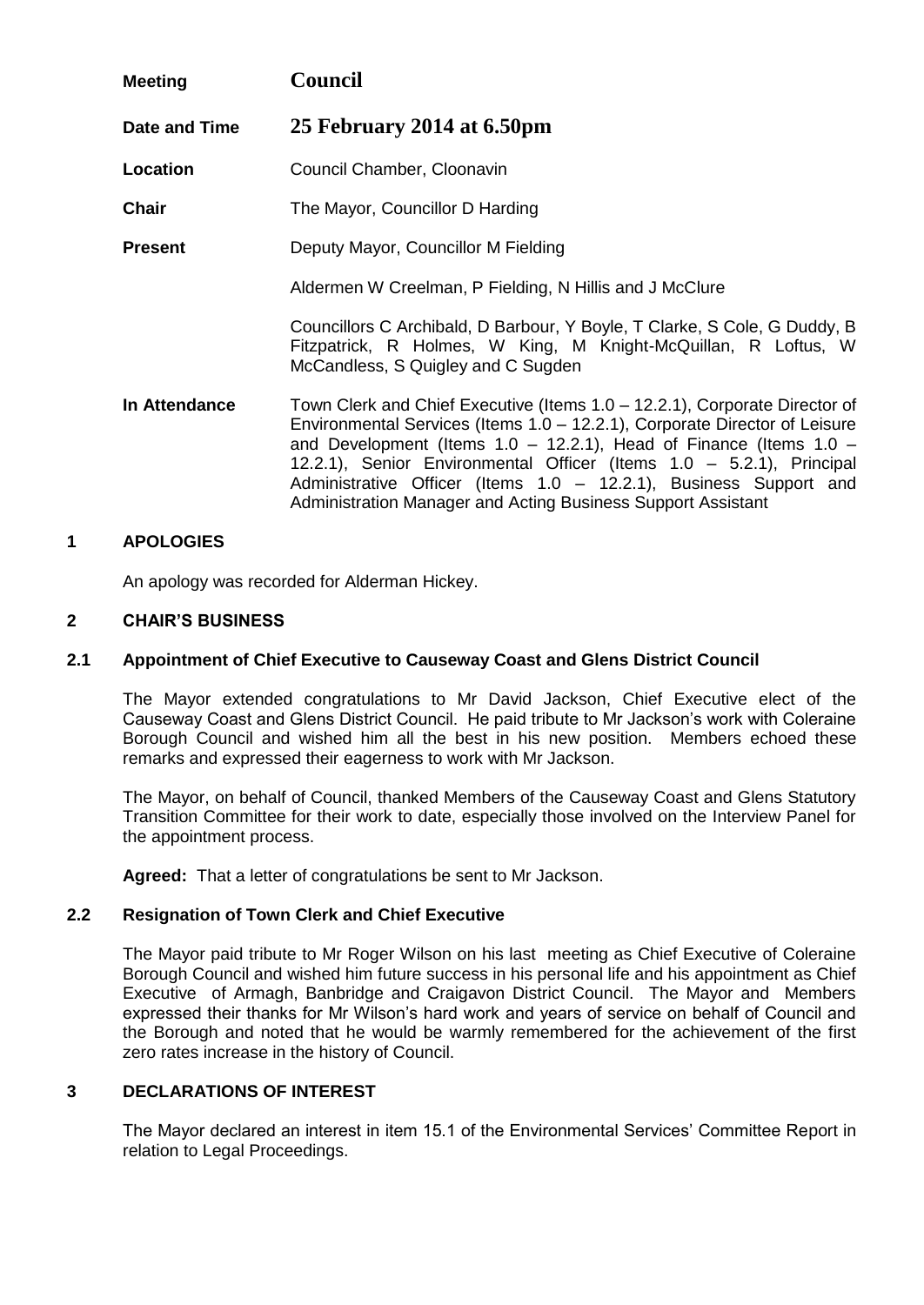| | |
|---|---|
| **Meeting** | **Council** |
| **Date and Time** | **25 February 2014 at 6.50pm** |
| **Location** | Council Chamber, Cloonavin |
| **Chair** | The Mayor, Councillor D Harding |
| **Present** | Deputy Mayor, Councillor M Fielding<br><br>Aldermen W Creelman, P Fielding, N Hillis and J McClure<br><br>Councillors C Archibald, D Barbour, Y Boyle, T Clarke, S Cole, G Duddy, B Fitzpatrick, R Holmes, W King, M Knight-McQuillan, R Loftus, W McCandless, S Quigley and C Sugden |
| **In Attendance** | Town Clerk and Chief Executive (Items 1.0 – 12.2.1), Corporate Director of Environmental Services (Items 1.0 – 12.2.1), Corporate Director of Leisure and Development (Items 1.0 – 12.2.1), Head of Finance (Items 1.0 – 12.2.1), Senior Environmental Officer (Items 1.0 – 5.2.1), Principal Administrative Officer (Items 1.0 – 12.2.1), Business Support and Administration Manager and Acting Business Support Assistant |

## 1 APOLOGIES

An apology was recorded for Alderman Hickey.

## 2 CHAIR'S BUSINESS

### 2.1 Appointment of Chief Executive to Causeway Coast and Glens District Council

The Mayor extended congratulations to Mr David Jackson, Chief Executive elect of the Causeway Coast and Glens District Council. He paid tribute to Mr Jackson's work with Coleraine Borough Council and wished him all the best in his new position. Members echoed these remarks and expressed their eagerness to work with Mr Jackson.

The Mayor, on behalf of Council, thanked Members of the Causeway Coast and Glens Statutory Transition Committee for their work to date, especially those involved on the Interview Panel for the appointment process.

**Agreed:** That a letter of congratulations be sent to Mr Jackson.

### 2.2 Resignation of Town Clerk and Chief Executive

The Mayor paid tribute to Mr Roger Wilson on his last meeting as Chief Executive of Coleraine Borough Council and wished him future success in his personal life and his appointment as Chief Executive of Armagh, Banbridge and Craigavon District Council. The Mayor and Members expressed their thanks for Mr Wilson's hard work and years of service on behalf of Council and the Borough and noted that he would be warmly remembered for the achievement of the first zero rates increase in the history of Council.

## 3 DECLARATIONS OF INTEREST

The Mayor declared an interest in item 15.1 of the Environmental Services' Committee Report in relation to Legal Proceedings.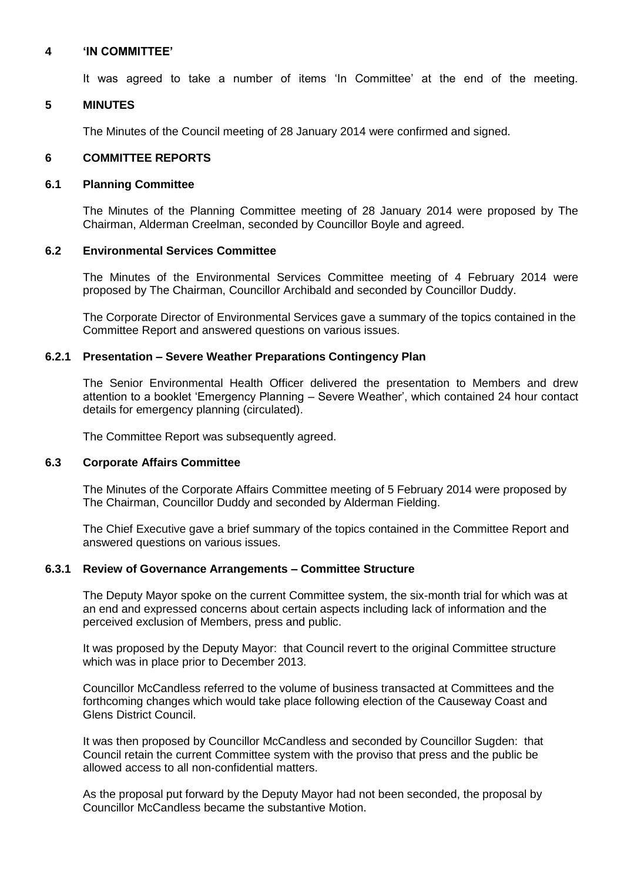## 4 'IN COMMITTEE'

It was agreed to take a number of items 'In Committee' at the end of the meeting.

## 5 MINUTES

The Minutes of the Council meeting of 28 January 2014 were confirmed and signed.

## 6 COMMITTEE REPORTS

### 6.1 Planning Committee

The Minutes of the Planning Committee meeting of 28 January 2014 were proposed by The Chairman, Alderman Creelman, seconded by Councillor Boyle and agreed.

### 6.2 Environmental Services Committee

The Minutes of the Environmental Services Committee meeting of 4 February 2014 were proposed by The Chairman, Councillor Archibald and seconded by Councillor Duddy.

The Corporate Director of Environmental Services gave a summary of the topics contained in the Committee Report and answered questions on various issues.

#### 6.2.1 Presentation – Severe Weather Preparations Contingency Plan

The Senior Environmental Health Officer delivered the presentation to Members and drew attention to a booklet 'Emergency Planning – Severe Weather', which contained 24 hour contact details for emergency planning (circulated).

The Committee Report was subsequently agreed.

### 6.3 Corporate Affairs Committee

The Minutes of the Corporate Affairs Committee meeting of 5 February 2014 were proposed by The Chairman, Councillor Duddy and seconded by Alderman Fielding.

The Chief Executive gave a brief summary of the topics contained in the Committee Report and answered questions on various issues.

#### 6.3.1 Review of Governance Arrangements – Committee Structure

The Deputy Mayor spoke on the current Committee system, the six-month trial for which was at an end and expressed concerns about certain aspects including lack of information and the perceived exclusion of Members, press and public.

It was proposed by the Deputy Mayor: that Council revert to the original Committee structure which was in place prior to December 2013.

Councillor McCandless referred to the volume of business transacted at Committees and the forthcoming changes which would take place following election of the Causeway Coast and Glens District Council.

It was then proposed by Councillor McCandless and seconded by Councillor Sugden: that Council retain the current Committee system with the proviso that press and the public be allowed access to all non-confidential matters.

As the proposal put forward by the Deputy Mayor had not been seconded, the proposal by Councillor McCandless became the substantive Motion.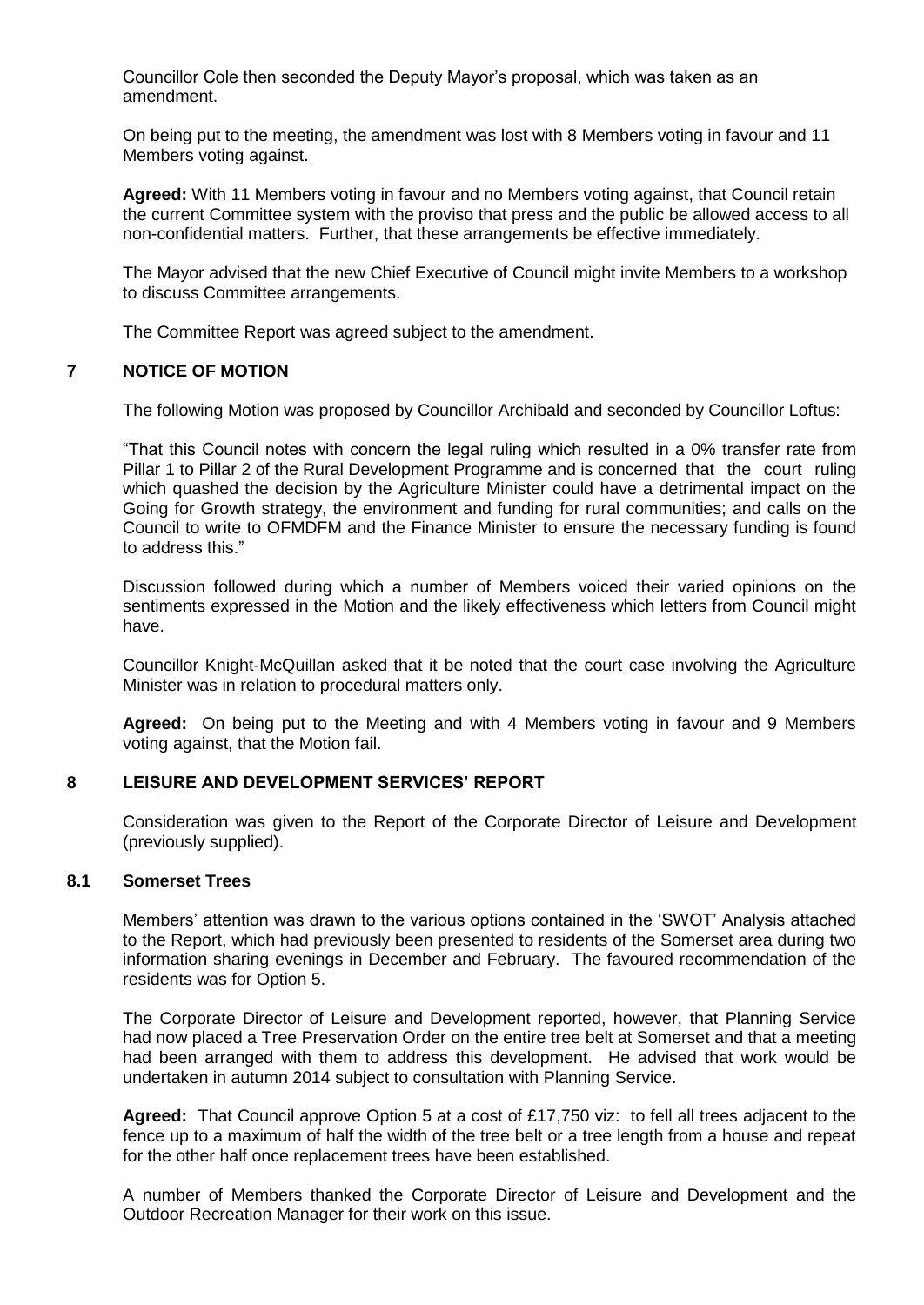Councillor Cole then seconded the Deputy Mayor's proposal, which was taken as an amendment.

On being put to the meeting, the amendment was lost with 8 Members voting in favour and 11 Members voting against.

**Agreed:** With 11 Members voting in favour and no Members voting against, that Council retain the current Committee system with the proviso that press and the public be allowed access to all non-confidential matters. Further, that these arrangements be effective immediately.

The Mayor advised that the new Chief Executive of Council might invite Members to a workshop to discuss Committee arrangements.

The Committee Report was agreed subject to the amendment.

## 7 NOTICE OF MOTION

The following Motion was proposed by Councillor Archibald and seconded by Councillor Loftus:

"That this Council notes with concern the legal ruling which resulted in a 0% transfer rate from Pillar 1 to Pillar 2 of the Rural Development Programme and is concerned that the court ruling which quashed the decision by the Agriculture Minister could have a detrimental impact on the Going for Growth strategy, the environment and funding for rural communities; and calls on the Council to write to OFMDFM and the Finance Minister to ensure the necessary funding is found to address this."

Discussion followed during which a number of Members voiced their varied opinions on the sentiments expressed in the Motion and the likely effectiveness which letters from Council might have.

Councillor Knight-McQuillan asked that it be noted that the court case involving the Agriculture Minister was in relation to procedural matters only.

**Agreed:** On being put to the Meeting and with 4 Members voting in favour and 9 Members voting against, that the Motion fail.

## 8 LEISURE AND DEVELOPMENT SERVICES' REPORT

Consideration was given to the Report of the Corporate Director of Leisure and Development (previously supplied).

### 8.1 Somerset Trees

Members' attention was drawn to the various options contained in the 'SWOT' Analysis attached to the Report, which had previously been presented to residents of the Somerset area during two information sharing evenings in December and February. The favoured recommendation of the residents was for Option 5.

The Corporate Director of Leisure and Development reported, however, that Planning Service had now placed a Tree Preservation Order on the entire tree belt at Somerset and that a meeting had been arranged with them to address this development. He advised that work would be undertaken in autumn 2014 subject to consultation with Planning Service.

**Agreed:** That Council approve Option 5 at a cost of £17,750 viz: to fell all trees adjacent to the fence up to a maximum of half the width of the tree belt or a tree length from a house and repeat for the other half once replacement trees have been established.

A number of Members thanked the Corporate Director of Leisure and Development and the Outdoor Recreation Manager for their work on this issue.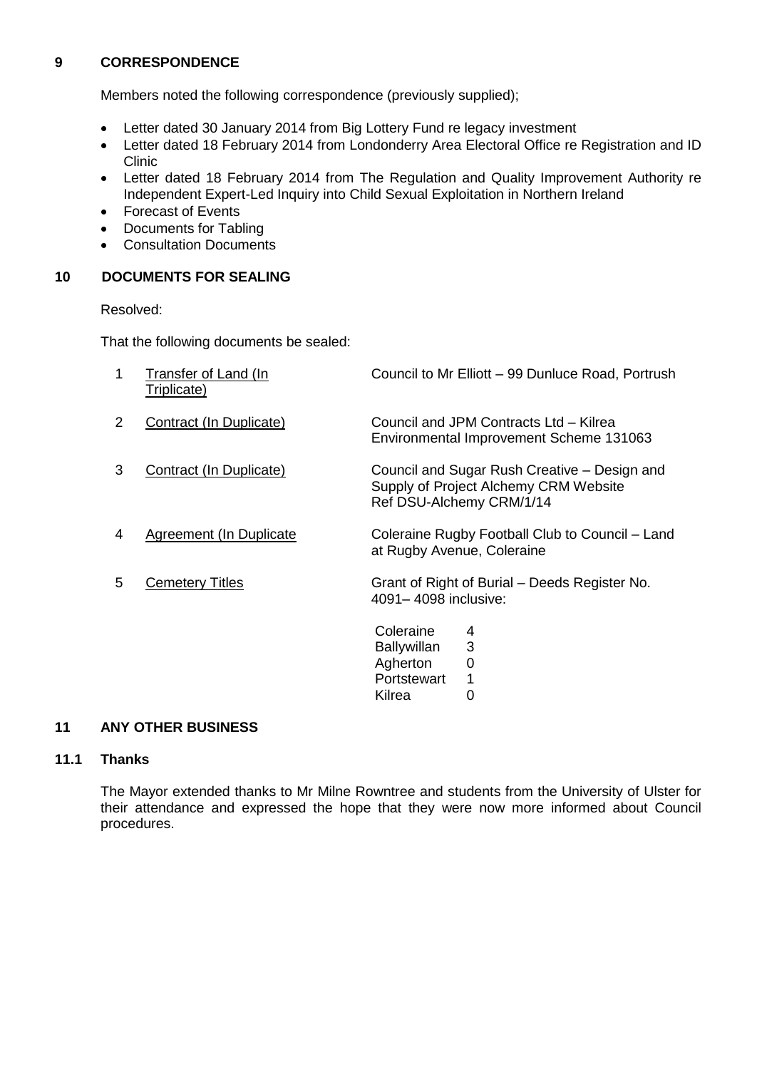## 9 CORRESPONDENCE

Members noted the following correspondence (previously supplied);

- Letter dated 30 January 2014 from Big Lottery Fund re legacy investment
- Letter dated 18 February 2014 from Londonderry Area Electoral Office re Registration and ID Clinic
- Letter dated 18 February 2014 from The Regulation and Quality Improvement Authority re Independent Expert-Led Inquiry into Child Sexual Exploitation in Northern Ireland
- Forecast of Events
- Documents for Tabling
- Consultation Documents

## 10 DOCUMENTS FOR SEALING

Resolved:

That the following documents be sealed:

| | | |
|---|---|---|
| 1 | Transfer of Land (In Triplicate) | Council to Mr Elliott – 99 Dunluce Road, Portrush |
| 2 | Contract (In Duplicate) | Council and JPM Contracts Ltd – Kilrea Environmental Improvement Scheme 131063 |
| 3 | Contract (In Duplicate) | Council and Sugar Rush Creative – Design and Supply of Project Alchemy CRM Website Ref DSU-Alchemy CRM/1/14 |
| 4 | Agreement (In Duplicate | Coleraine Rugby Football Club to Council – Land at Rugby Avenue, Coleraine |
| 5 | Cemetery Titles | Grant of Right of Burial – Deeds Register No. 4091– 4098 inclusive: |

| | |
|---|---|
| Coleraine | 4 |
| Ballywillan | 3 |
| Agherton | 0 |
| Portstewart | 1 |
| Kilrea | 0 |

## 11 ANY OTHER BUSINESS

### 11.1 Thanks

The Mayor extended thanks to Mr Milne Rowntree and students from the University of Ulster for their attendance and expressed the hope that they were now more informed about Council procedures.